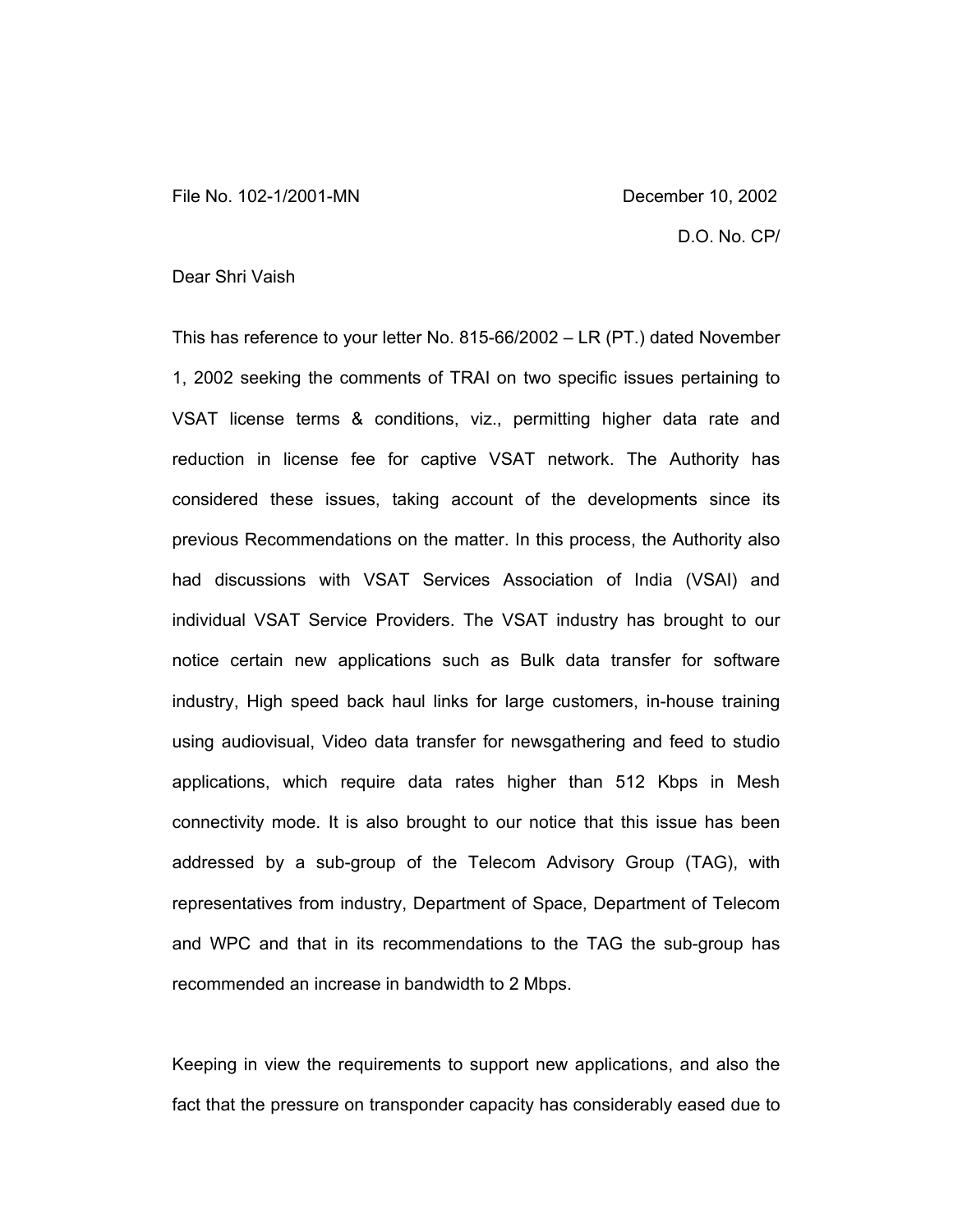File No. 102-1/2001-MN December 10, 2002

D.O. No. CP/

Dear Shri Vaish

This has reference to your letter No. 815-66/2002 – LR (PT.) dated November 1, 2002 seeking the comments of TRAI on two specific issues pertaining to VSAT license terms & conditions, viz., permitting higher data rate and reduction in license fee for captive VSAT network. The Authority has considered these issues, taking account of the developments since its previous Recommendations on the matter. In this process, the Authority also had discussions with VSAT Services Association of India (VSAI) and individual VSAT Service Providers. The VSAT industry has brought to our notice certain new applications such as Bulk data transfer for software industry, High speed back haul links for large customers, in-house training using audiovisual, Video data transfer for newsgathering and feed to studio applications, which require data rates higher than 512 Kbps in Mesh connectivity mode. It is also brought to our notice that this issue has been addressed by a sub-group of the Telecom Advisory Group (TAG), with representatives from industry, Department of Space, Department of Telecom and WPC and that in its recommendations to the TAG the sub-group has recommended an increase in bandwidth to 2 Mbps.

Keeping in view the requirements to support new applications, and also the fact that the pressure on transponder capacity has considerably eased due to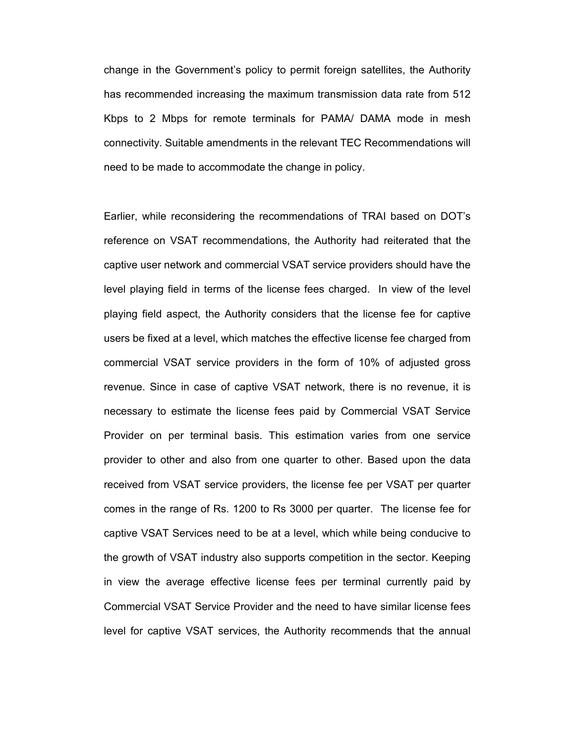change in the Government's policy to permit foreign satellites, the Authority has recommended increasing the maximum transmission data rate from 512 Kbps to 2 Mbps for remote terminals for PAMA/ DAMA mode in mesh connectivity. Suitable amendments in the relevant TEC Recommendations will need to be made to accommodate the change in policy.

Earlier, while reconsidering the recommendations of TRAI based on DOT's reference on VSAT recommendations, the Authority had reiterated that the captive user network and commercial VSAT service providers should have the level playing field in terms of the license fees charged. In view of the level playing field aspect, the Authority considers that the license fee for captive users be fixed at a level, which matches the effective license fee charged from commercial VSAT service providers in the form of 10% of adjusted gross revenue. Since in case of captive VSAT network, there is no revenue, it is necessary to estimate the license fees paid by Commercial VSAT Service Provider on per terminal basis. This estimation varies from one service provider to other and also from one quarter to other. Based upon the data received from VSAT service providers, the license fee per VSAT per quarter comes in the range of Rs. 1200 to Rs 3000 per quarter. The license fee for captive VSAT Services need to be at a level, which while being conducive to the growth of VSAT industry also supports competition in the sector. Keeping in view the average effective license fees per terminal currently paid by Commercial VSAT Service Provider and the need to have similar license fees level for captive VSAT services, the Authority recommends that the annual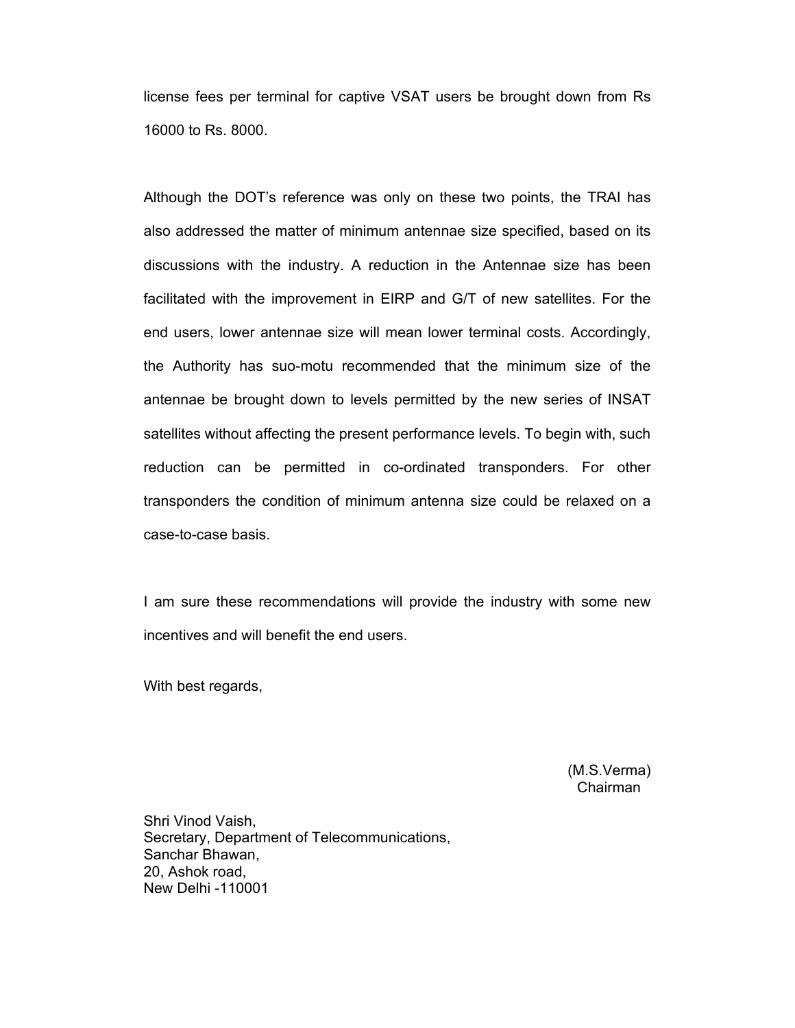license fees per terminal for captive VSAT users be brought down from Rs 16000 to Rs. 8000.

Although the DOT's reference was only on these two points, the TRAI has also addressed the matter of minimum antennae size specified, based on its discussions with the industry. A reduction in the Antennae size has been facilitated with the improvement in EIRP and G/T of new satellites. For the end users, lower antennae size will mean lower terminal costs. Accordingly, the Authority has suo-motu recommended that the minimum size of the antennae be brought down to levels permitted by the new series of INSAT satellites without affecting the present performance levels. To begin with, such reduction can be permitted in co-ordinated transponders. For other transponders the condition of minimum antenna size could be relaxed on a case-to-case basis.

I am sure these recommendations will provide the industry with some new incentives and will benefit the end users.

With best regards,

(M.S.Verma)
Chairman

Shri Vinod Vaish,
Secretary, Department of Telecommunications,
Sanchar Bhawan,
20, Ashok road,
New Delhi -110001